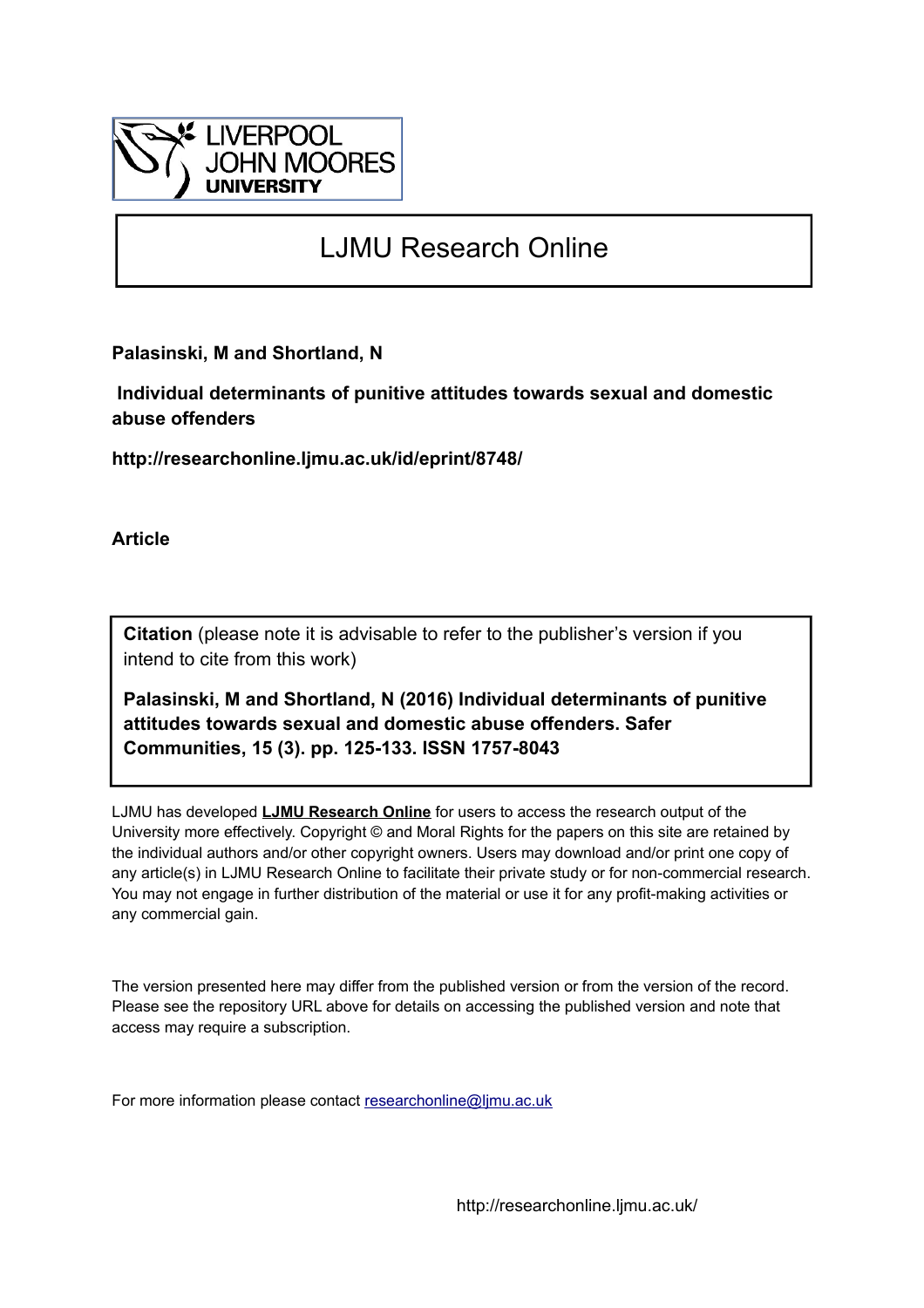LIVERPOOL JOHN MOORES UNIVERSITY

# LJMU Research Online

**Palasinski, M and Shortland, N**

**Individual determinants of punitive attitudes towards sexual and domestic abuse offenders**

**http://researchonline.ljmu.ac.uk/id/eprint/8748/**

**Article**

**Citation** (please note it is advisable to refer to the publisher's version if you intend to cite from this work)

**Palasinski, M and Shortland, N (2016) Individual determinants of punitive attitudes towards sexual and domestic abuse offenders. Safer Communities, 15 (3). pp. 125-133. ISSN 1757-8043**

LJMU has developed **LJMU Research Online** for users to access the research output of the University more effectively. Copyright © and Moral Rights for the papers on this site are retained by the individual authors and/or other copyright owners. Users may download and/or print one copy of any article(s) in LJMU Research Online to facilitate their private study or for non-commercial research. You may not engage in further distribution of the material or use it for any profit-making activities or any commercial gain.

The version presented here may differ from the published version or from the version of the record. Please see the repository URL above for details on accessing the published version and note that access may require a subscription.

For more information please contact researchonline@ljmu.ac.uk

http://researchonline.ljmu.ac.uk/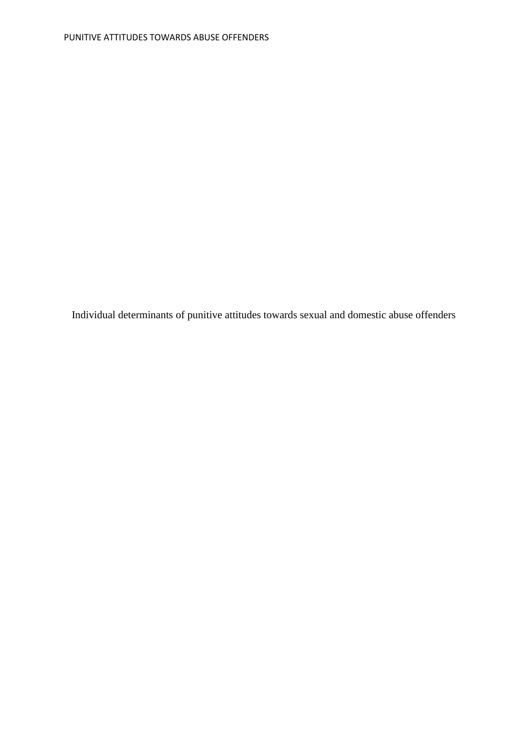Individual determinants of punitive attitudes towards sexual and domestic abuse offenders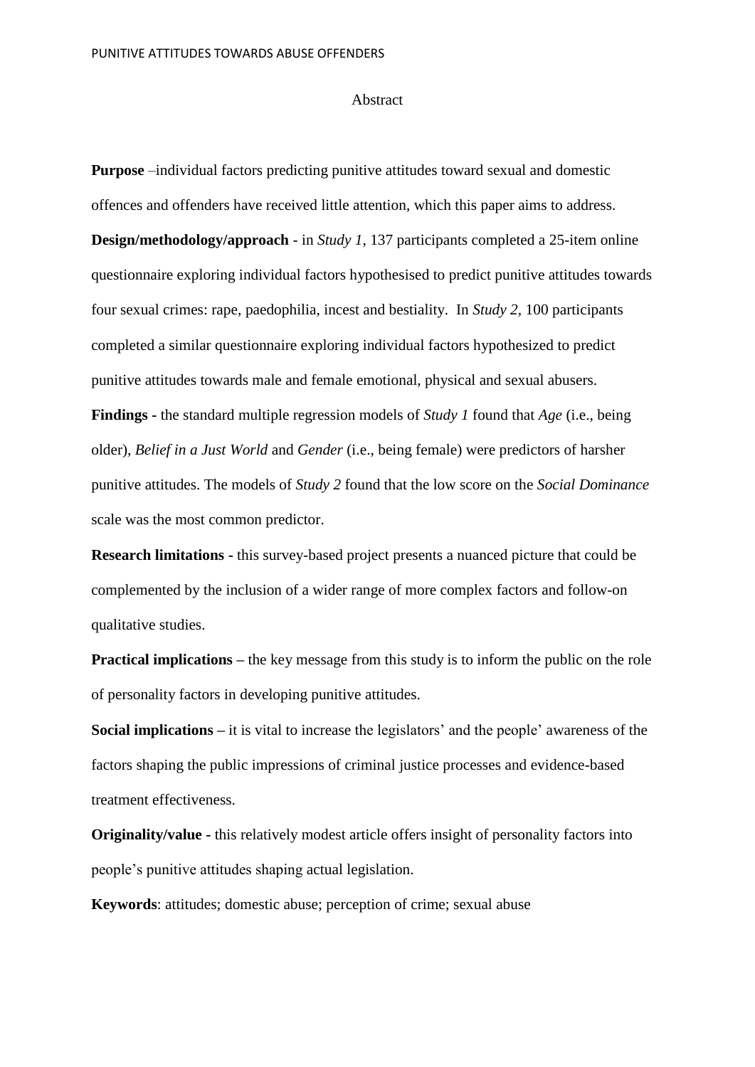# Abstract

**Purpose** –individual factors predicting punitive attitudes toward sexual and domestic offences and offenders have received little attention, which this paper aims to address.

**Design/methodology/approach** - in *Study 1*, 137 participants completed a 25-item online questionnaire exploring individual factors hypothesised to predict punitive attitudes towards four sexual crimes: rape, paedophilia, incest and bestiality. In *Study 2*, 100 participants completed a similar questionnaire exploring individual factors hypothesized to predict punitive attitudes towards male and female emotional, physical and sexual abusers.

**Findings -** the standard multiple regression models of *Study 1* found that *Age* (i.e., being older), *Belief in a Just World* and *Gender* (i.e., being female) were predictors of harsher punitive attitudes. The models of *Study 2* found that the low score on the *Social Dominance* scale was the most common predictor.

**Research limitations -** this survey-based project presents a nuanced picture that could be complemented by the inclusion of a wider range of more complex factors and follow-on qualitative studies.

**Practical implications –** the key message from this study is to inform the public on the role of personality factors in developing punitive attitudes.

**Social implications –** it is vital to increase the legislators' and the people' awareness of the factors shaping the public impressions of criminal justice processes and evidence-based treatment effectiveness.

**Originality/value -** this relatively modest article offers insight of personality factors into people's punitive attitudes shaping actual legislation.

**Keywords**: attitudes; domestic abuse; perception of crime; sexual abuse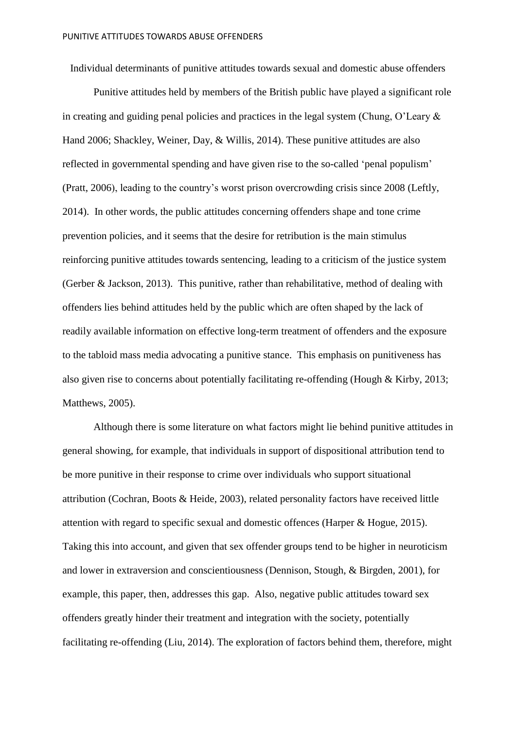# Individual determinants of punitive attitudes towards sexual and domestic abuse offenders

Punitive attitudes held by members of the British public have played a significant role in creating and guiding penal policies and practices in the legal system (Chung, O'Leary & Hand 2006; Shackley, Weiner, Day, & Willis, 2014). These punitive attitudes are also reflected in governmental spending and have given rise to the so-called 'penal populism' (Pratt, 2006), leading to the country's worst prison overcrowding crisis since 2008 (Leftly, 2014). In other words, the public attitudes concerning offenders shape and tone crime prevention policies, and it seems that the desire for retribution is the main stimulus reinforcing punitive attitudes towards sentencing, leading to a criticism of the justice system (Gerber & Jackson, 2013). This punitive, rather than rehabilitative, method of dealing with offenders lies behind attitudes held by the public which are often shaped by the lack of readily available information on effective long-term treatment of offenders and the exposure to the tabloid mass media advocating a punitive stance. This emphasis on punitiveness has also given rise to concerns about potentially facilitating re-offending (Hough & Kirby, 2013; Matthews, 2005).

Although there is some literature on what factors might lie behind punitive attitudes in general showing, for example, that individuals in support of dispositional attribution tend to be more punitive in their response to crime over individuals who support situational attribution (Cochran, Boots & Heide, 2003), related personality factors have received little attention with regard to specific sexual and domestic offences (Harper & Hogue, 2015). Taking this into account, and given that sex offender groups tend to be higher in neuroticism and lower in extraversion and conscientiousness (Dennison, Stough, & Birgden, 2001), for example, this paper, then, addresses this gap. Also, negative public attitudes toward sex offenders greatly hinder their treatment and integration with the society, potentially facilitating re-offending (Liu, 2014). The exploration of factors behind them, therefore, might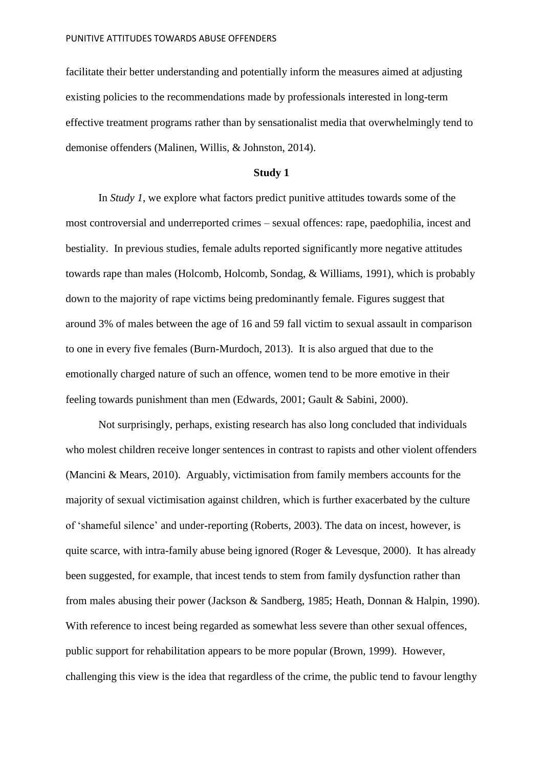facilitate their better understanding and potentially inform the measures aimed at adjusting existing policies to the recommendations made by professionals interested in long-term effective treatment programs rather than by sensationalist media that overwhelmingly tend to demonise offenders (Malinen, Willis, & Johnston, 2014).

## Study 1

In *Study 1*, we explore what factors predict punitive attitudes towards some of the most controversial and underreported crimes – sexual offences: rape, paedophilia, incest and bestiality. In previous studies, female adults reported significantly more negative attitudes towards rape than males (Holcomb, Holcomb, Sondag, & Williams, 1991), which is probably down to the majority of rape victims being predominantly female. Figures suggest that around 3% of males between the age of 16 and 59 fall victim to sexual assault in comparison to one in every five females (Burn-Murdoch, 2013). It is also argued that due to the emotionally charged nature of such an offence, women tend to be more emotive in their feeling towards punishment than men (Edwards, 2001; Gault & Sabini, 2000).

Not surprisingly, perhaps, existing research has also long concluded that individuals who molest children receive longer sentences in contrast to rapists and other violent offenders (Mancini & Mears, 2010). Arguably, victimisation from family members accounts for the majority of sexual victimisation against children, which is further exacerbated by the culture of 'shameful silence' and under-reporting (Roberts, 2003). The data on incest, however, is quite scarce, with intra-family abuse being ignored (Roger & Levesque, 2000). It has already been suggested, for example, that incest tends to stem from family dysfunction rather than from males abusing their power (Jackson & Sandberg, 1985; Heath, Donnan & Halpin, 1990). With reference to incest being regarded as somewhat less severe than other sexual offences, public support for rehabilitation appears to be more popular (Brown, 1999). However, challenging this view is the idea that regardless of the crime, the public tend to favour lengthy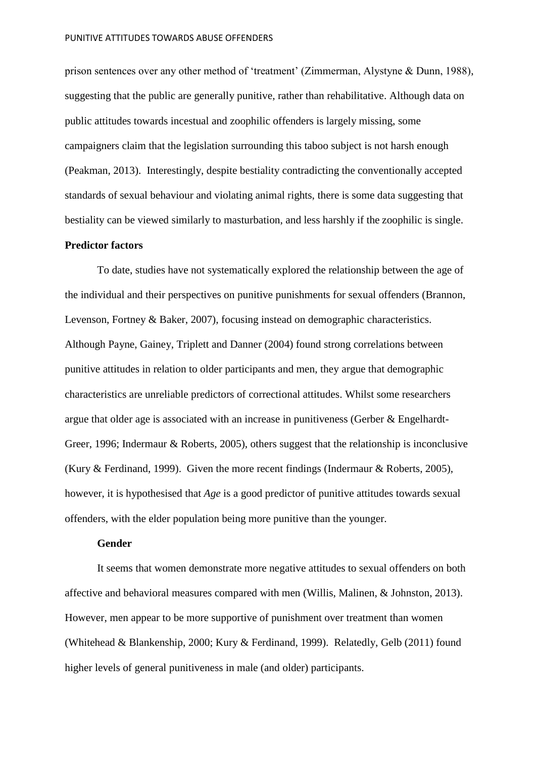prison sentences over any other method of 'treatment' (Zimmerman, Alystyne & Dunn, 1988), suggesting that the public are generally punitive, rather than rehabilitative. Although data on public attitudes towards incestual and zoophilic offenders is largely missing, some campaigners claim that the legislation surrounding this taboo subject is not harsh enough (Peakman, 2013). Interestingly, despite bestiality contradicting the conventionally accepted standards of sexual behaviour and violating animal rights, there is some data suggesting that bestiality can be viewed similarly to masturbation, and less harshly if the zoophilic is single.

**Predictor factors**

To date, studies have not systematically explored the relationship between the age of the individual and their perspectives on punitive punishments for sexual offenders (Brannon, Levenson, Fortney & Baker, 2007), focusing instead on demographic characteristics. Although Payne, Gainey, Triplett and Danner (2004) found strong correlations between punitive attitudes in relation to older participants and men, they argue that demographic characteristics are unreliable predictors of correctional attitudes. Whilst some researchers argue that older age is associated with an increase in punitiveness (Gerber & Engelhardt-Greer, 1996; Indermaur & Roberts, 2005), others suggest that the relationship is inconclusive (Kury & Ferdinand, 1999). Given the more recent findings (Indermaur & Roberts, 2005), however, it is hypothesised that *Age* is a good predictor of punitive attitudes towards sexual offenders, with the elder population being more punitive than the younger.

**Gender**

It seems that women demonstrate more negative attitudes to sexual offenders on both affective and behavioral measures compared with men (Willis, Malinen, & Johnston, 2013). However, men appear to be more supportive of punishment over treatment than women (Whitehead & Blankenship, 2000; Kury & Ferdinand, 1999). Relatedly, Gelb (2011) found higher levels of general punitiveness in male (and older) participants.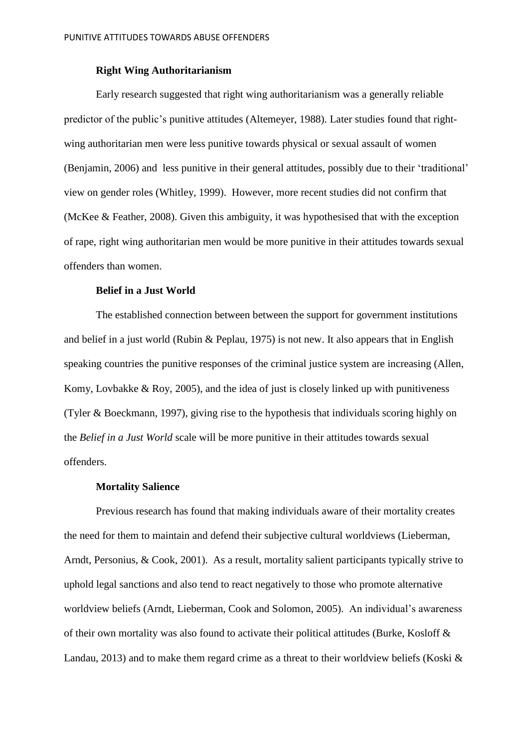### Right Wing Authoritarianism

Early research suggested that right wing authoritarianism was a generally reliable predictor of the public's punitive attitudes (Altemeyer, 1988). Later studies found that right-wing authoritarian men were less punitive towards physical or sexual assault of women (Benjamin, 2006) and less punitive in their general attitudes, possibly due to their 'traditional' view on gender roles (Whitley, 1999). However, more recent studies did not confirm that (McKee & Feather, 2008). Given this ambiguity, it was hypothesised that with the exception of rape, right wing authoritarian men would be more punitive in their attitudes towards sexual offenders than women.

### Belief in a Just World

The established connection between between the support for government institutions and belief in a just world (Rubin & Peplau, 1975) is not new. It also appears that in English speaking countries the punitive responses of the criminal justice system are increasing (Allen, Komy, Lovbakke & Roy, 2005), and the idea of just is closely linked up with punitiveness (Tyler & Boeckmann, 1997), giving rise to the hypothesis that individuals scoring highly on the *Belief in a Just World* scale will be more punitive in their attitudes towards sexual offenders.

### Mortality Salience

Previous research has found that making individuals aware of their mortality creates the need for them to maintain and defend their subjective cultural worldviews (Lieberman, Arndt, Personius, & Cook, 2001). As a result, mortality salient participants typically strive to uphold legal sanctions and also tend to react negatively to those who promote alternative worldview beliefs (Arndt, Lieberman, Cook and Solomon, 2005). An individual's awareness of their own mortality was also found to activate their political attitudes (Burke, Kosloff & Landau, 2013) and to make them regard crime as a threat to their worldview beliefs (Koski &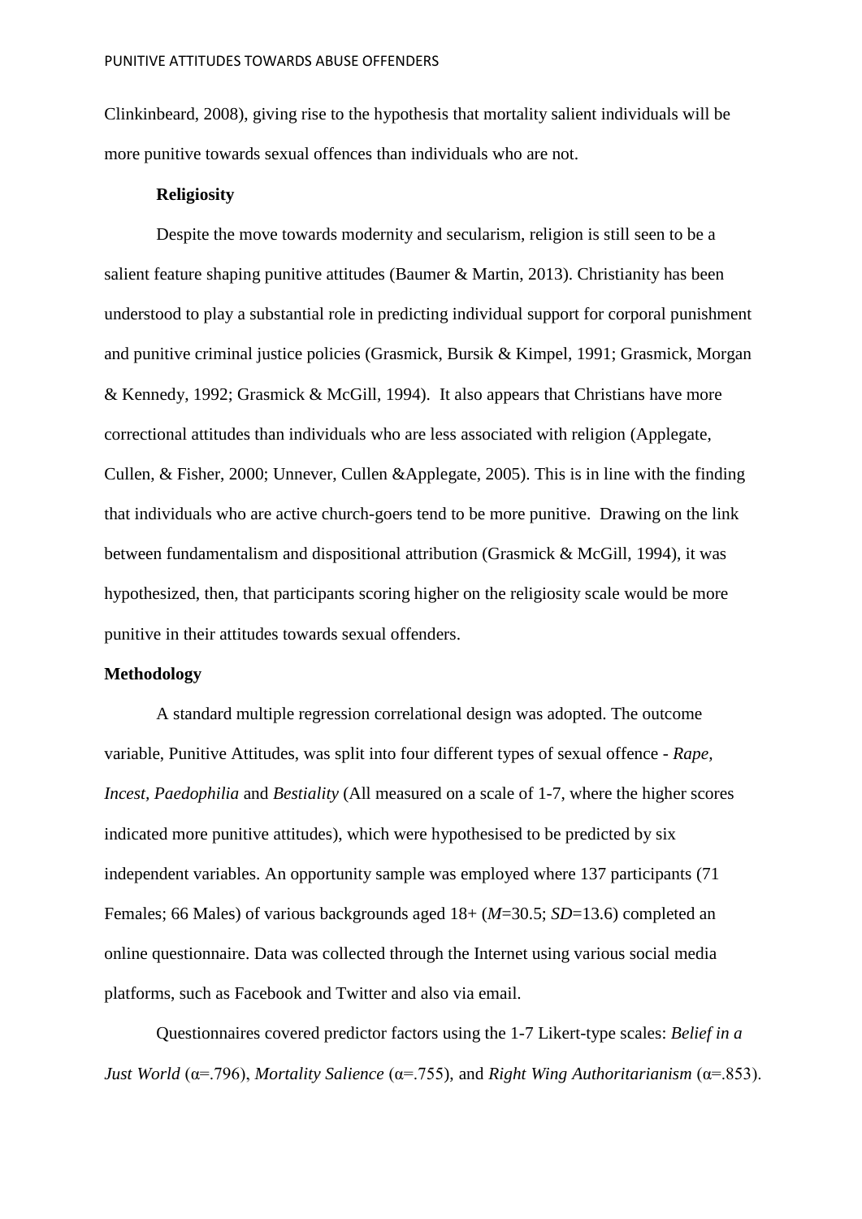Clinkinbeard, 2008), giving rise to the hypothesis that mortality salient individuals will be more punitive towards sexual offences than individuals who are not.

### Religiosity

Despite the move towards modernity and secularism, religion is still seen to be a salient feature shaping punitive attitudes (Baumer & Martin, 2013). Christianity has been understood to play a substantial role in predicting individual support for corporal punishment and punitive criminal justice policies (Grasmick, Bursik & Kimpel, 1991; Grasmick, Morgan & Kennedy, 1992; Grasmick & McGill, 1994). It also appears that Christians have more correctional attitudes than individuals who are less associated with religion (Applegate, Cullen, & Fisher, 2000; Unnever, Cullen &Applegate, 2005). This is in line with the finding that individuals who are active church-goers tend to be more punitive. Drawing on the link between fundamentalism and dispositional attribution (Grasmick & McGill, 1994), it was hypothesized, then, that participants scoring higher on the religiosity scale would be more punitive in their attitudes towards sexual offenders.

## Methodology

A standard multiple regression correlational design was adopted. The outcome variable, Punitive Attitudes, was split into four different types of sexual offence - *Rape, Incest, Paedophilia* and *Bestiality* (All measured on a scale of 1-7, where the higher scores indicated more punitive attitudes), which were hypothesised to be predicted by six independent variables. An opportunity sample was employed where 137 participants (71 Females; 66 Males) of various backgrounds aged 18+ ($M$=30.5; $SD$=13.6) completed an online questionnaire. Data was collected through the Internet using various social media platforms, such as Facebook and Twitter and also via email.

Questionnaires covered predictor factors using the 1-7 Likert-type scales: *Belief in a Just World* ($\alpha$=.796), *Mortality Salience* ($\alpha$=.755), and *Right Wing Authoritarianism* ($\alpha$=.853).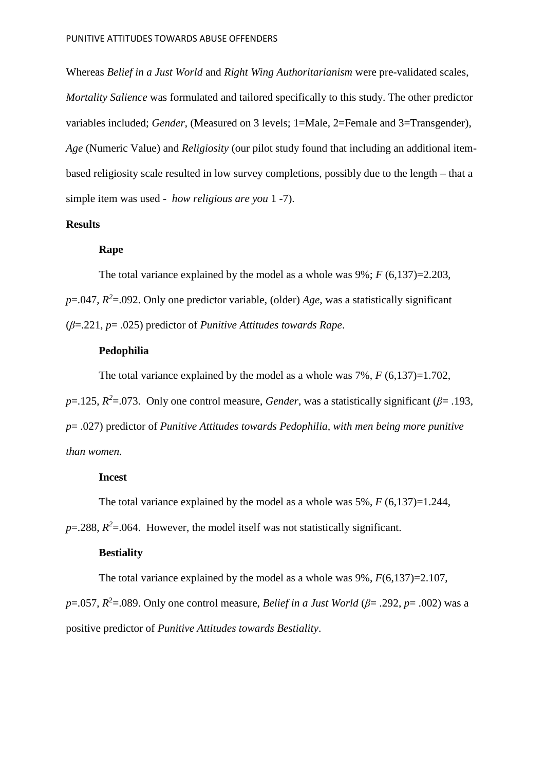Whereas *Belief in a Just World* and *Right Wing Authoritarianism* were pre-validated scales, *Mortality Salience* was formulated and tailored specifically to this study. The other predictor variables included; *Gender*, (Measured on 3 levels; 1=Male, 2=Female and 3=Transgender), *Age* (Numeric Value) and *Religiosity* (our pilot study found that including an additional item-based religiosity scale resulted in low survey completions, possibly due to the length – that a simple item was used - *how religious are you* 1 -7).

## Results

### Rape

The total variance explained by the model as a whole was 9%; $F$ (6,137)=2.203, $p$=.047, $R^2$=.092. Only one predictor variable, (older) *Age*, was a statistically significant ($\beta$=.221, $p$= .025) predictor of *Punitive Attitudes towards Rape*.

### Pedophilia

The total variance explained by the model as a whole was 7%, $F$ (6,137)=1.702, $p$=.125, $R^2$=.073. Only one control measure, *Gender*, was a statistically significant ($\beta$= .193, $p$= .027) predictor of *Punitive Attitudes towards Pedophilia, with men being more punitive than women.*

### Incest

The total variance explained by the model as a whole was 5%, $F$ (6,137)=1.244, $p$=.288, $R^2$=.064. However, the model itself was not statistically significant.

### Bestiality

The total variance explained by the model as a whole was 9%, $F$(6,137)=2.107, $p$=.057, $R^2$=.089. Only one control measure, *Belief in a Just World* ($\beta$= .292, $p$= .002) was a positive predictor of *Punitive Attitudes towards Bestiality*.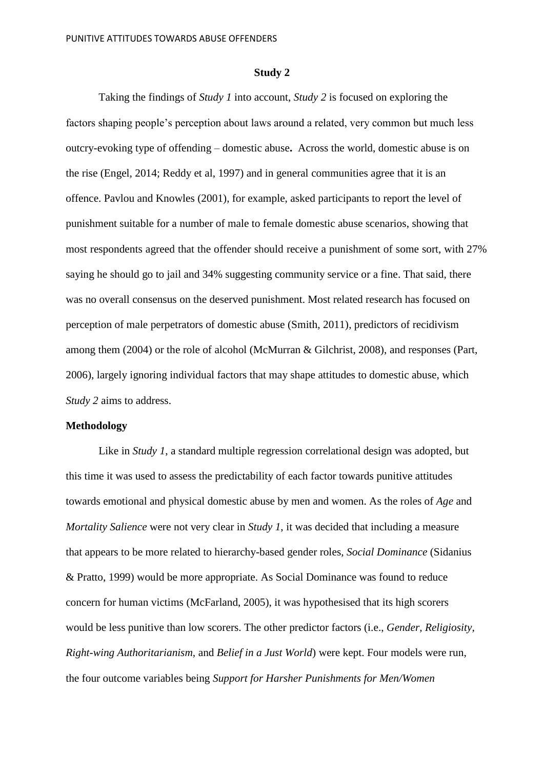**Study 2**

Taking the findings of *Study 1* into account, *Study 2* is focused on exploring the factors shaping people's perception about laws around a related, very common but much less outcry-evoking type of offending – domestic abuse**.** Across the world, domestic abuse is on the rise (Engel, 2014; Reddy et al, 1997) and in general communities agree that it is an offence. Pavlou and Knowles (2001), for example, asked participants to report the level of punishment suitable for a number of male to female domestic abuse scenarios, showing that most respondents agreed that the offender should receive a punishment of some sort, with 27% saying he should go to jail and 34% suggesting community service or a fine. That said, there was no overall consensus on the deserved punishment. Most related research has focused on perception of male perpetrators of domestic abuse (Smith, 2011), predictors of recidivism among them (2004) or the role of alcohol (McMurran & Gilchrist, 2008), and responses (Part, 2006), largely ignoring individual factors that may shape attitudes to domestic abuse, which *Study 2* aims to address.

**Methodology**

Like in *Study 1*, a standard multiple regression correlational design was adopted, but this time it was used to assess the predictability of each factor towards punitive attitudes towards emotional and physical domestic abuse by men and women. As the roles of *Age* and *Mortality Salience* were not very clear in *Study 1*, it was decided that including a measure that appears to be more related to hierarchy-based gender roles, *Social Dominance* (Sidanius & Pratto, 1999) would be more appropriate. As Social Dominance was found to reduce concern for human victims (McFarland, 2005), it was hypothesised that its high scorers would be less punitive than low scorers. The other predictor factors (i.e., *Gender*, *Religiosity*, *Right-wing Authoritarianism*, and *Belief in a Just World*) were kept. Four models were run, the four outcome variables being *Support for Harsher Punishments for Men/Women*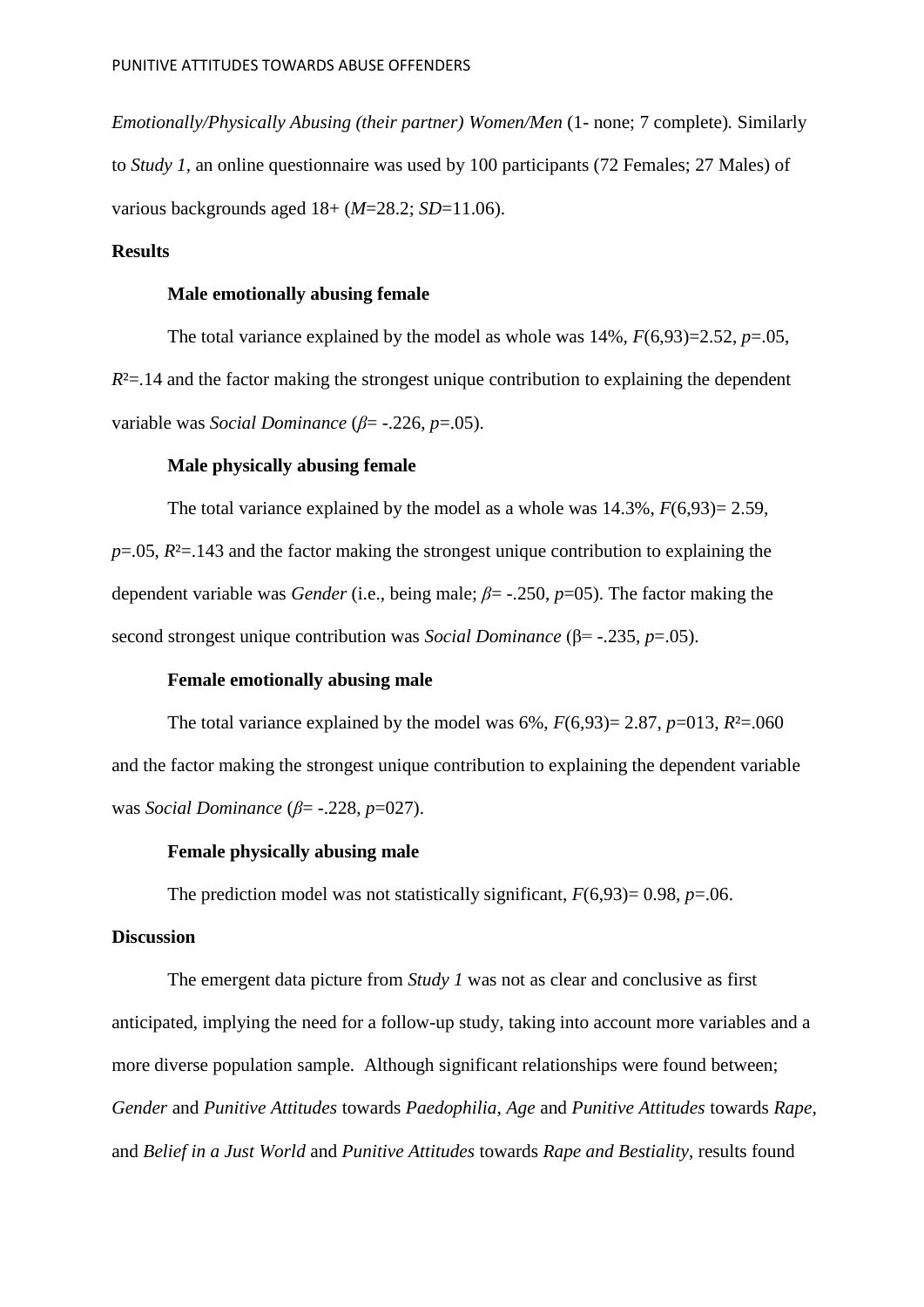*Emotionally/Physically Abusing (their partner) Women/Men* (1- none; 7 complete). Similarly to *Study 1,* an online questionnaire was used by 100 participants (72 Females; 27 Males) of various backgrounds aged 18+ ($M$=28.2; $SD$=11.06).

**Results**

**Male emotionally abusing female**

The total variance explained by the model as whole was 14%, $F(6,93)=2.52$, $p=.05$, $R^2=.14$ and the factor making the strongest unique contribution to explaining the dependent variable was *Social Dominance* ($\beta= -.226$, $p=.05$).

**Male physically abusing female**

The total variance explained by the model as a whole was 14.3%, $F(6,93)= 2.59$, $p=.05$, $R^2=.143$ and the factor making the strongest unique contribution to explaining the dependent variable was *Gender* (i.e., being male; $\beta= -.250$, $p$=05). The factor making the second strongest unique contribution was *Social Dominance* ($\beta= -.235$, $p=.05$).

**Female emotionally abusing male**

The total variance explained by the model was 6%, $F(6,93)= 2.87$, $p$=013, $R^2=.060$ and the factor making the strongest unique contribution to explaining the dependent variable was *Social Dominance* ($\beta= -.228$, $p$=027).

**Female physically abusing male**

The prediction model was not statistically significant, $F(6,93)= 0.98$, $p=.06$.

**Discussion**

The emergent data picture from *Study 1* was not as clear and conclusive as first anticipated, implying the need for a follow-up study, taking into account more variables and a more diverse population sample. Although significant relationships were found between; *Gender* and *Punitive Attitudes* towards *Paedophilia*, *Age* and *Punitive Attitudes* towards *Rape*, and *Belief in a Just World* and *Punitive Attitudes* towards *Rape and Bestiality*, results found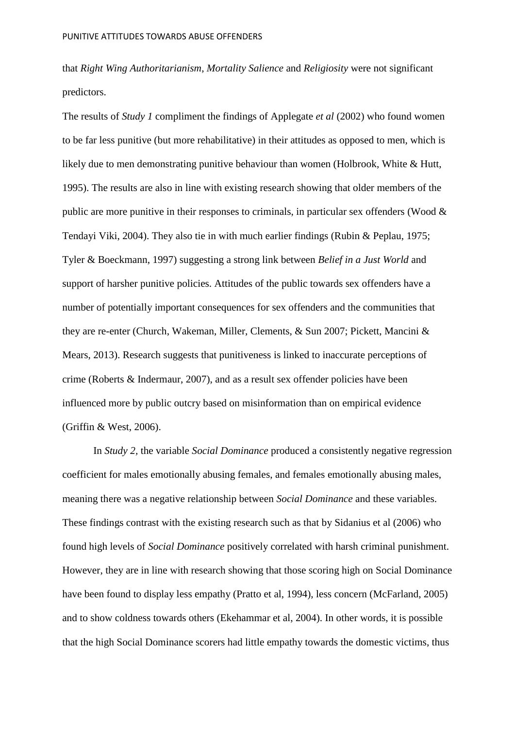that *Right Wing Authoritarianism*, *Mortality Salience* and *Religiosity* were not significant predictors.

The results of *Study 1* compliment the findings of Applegate *et al* (2002) who found women to be far less punitive (but more rehabilitative) in their attitudes as opposed to men, which is likely due to men demonstrating punitive behaviour than women (Holbrook, White & Hutt, 1995). The results are also in line with existing research showing that older members of the public are more punitive in their responses to criminals, in particular sex offenders (Wood & Tendayi Viki, 2004). They also tie in with much earlier findings (Rubin & Peplau, 1975; Tyler & Boeckmann, 1997) suggesting a strong link between *Belief in a Just World* and support of harsher punitive policies. Attitudes of the public towards sex offenders have a number of potentially important consequences for sex offenders and the communities that they are re-enter (Church, Wakeman, Miller, Clements, & Sun 2007; Pickett, Mancini & Mears, 2013). Research suggests that punitiveness is linked to inaccurate perceptions of crime (Roberts & Indermaur, 2007), and as a result sex offender policies have been influenced more by public outcry based on misinformation than on empirical evidence (Griffin & West, 2006).

In *Study 2,* the variable *Social Dominance* produced a consistently negative regression coefficient for males emotionally abusing females, and females emotionally abusing males, meaning there was a negative relationship between *Social Dominance* and these variables. These findings contrast with the existing research such as that by Sidanius et al (2006) who found high levels of *Social Dominance* positively correlated with harsh criminal punishment. However, they are in line with research showing that those scoring high on Social Dominance have been found to display less empathy (Pratto et al, 1994), less concern (McFarland, 2005) and to show coldness towards others (Ekehammar et al, 2004). In other words, it is possible that the high Social Dominance scorers had little empathy towards the domestic victims, thus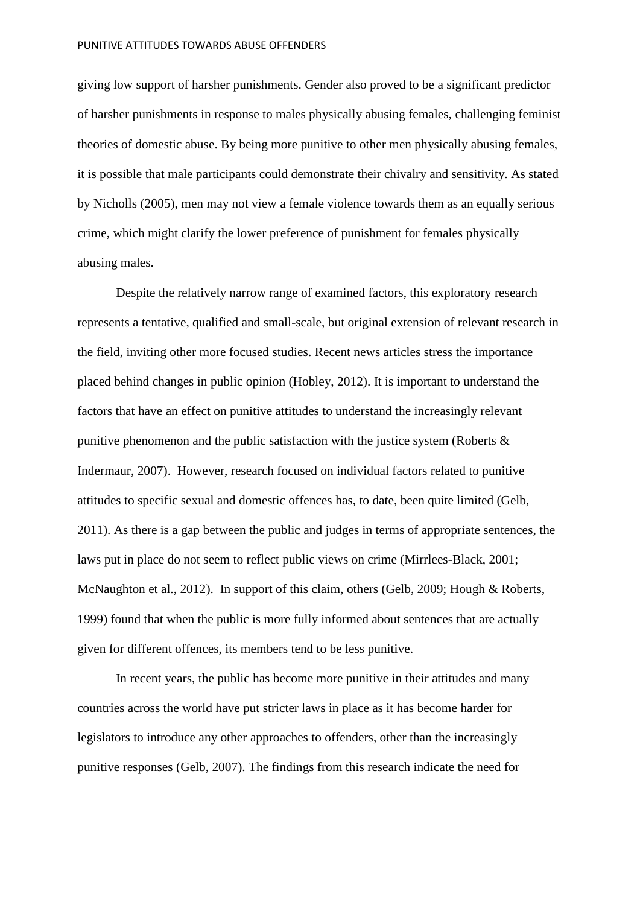giving low support of harsher punishments. Gender also proved to be a significant predictor of harsher punishments in response to males physically abusing females, challenging feminist theories of domestic abuse. By being more punitive to other men physically abusing females, it is possible that male participants could demonstrate their chivalry and sensitivity. As stated by Nicholls (2005), men may not view a female violence towards them as an equally serious crime, which might clarify the lower preference of punishment for females physically abusing males.

Despite the relatively narrow range of examined factors, this exploratory research represents a tentative, qualified and small-scale, but original extension of relevant research in the field, inviting other more focused studies. Recent news articles stress the importance placed behind changes in public opinion (Hobley, 2012). It is important to understand the factors that have an effect on punitive attitudes to understand the increasingly relevant punitive phenomenon and the public satisfaction with the justice system (Roberts & Indermaur, 2007). However, research focused on individual factors related to punitive attitudes to specific sexual and domestic offences has, to date, been quite limited (Gelb, 2011). As there is a gap between the public and judges in terms of appropriate sentences, the laws put in place do not seem to reflect public views on crime (Mirrlees-Black, 2001; McNaughton et al., 2012). In support of this claim, others (Gelb, 2009; Hough & Roberts, 1999) found that when the public is more fully informed about sentences that are actually given for different offences, its members tend to be less punitive.

In recent years, the public has become more punitive in their attitudes and many countries across the world have put stricter laws in place as it has become harder for legislators to introduce any other approaches to offenders, other than the increasingly punitive responses (Gelb, 2007). The findings from this research indicate the need for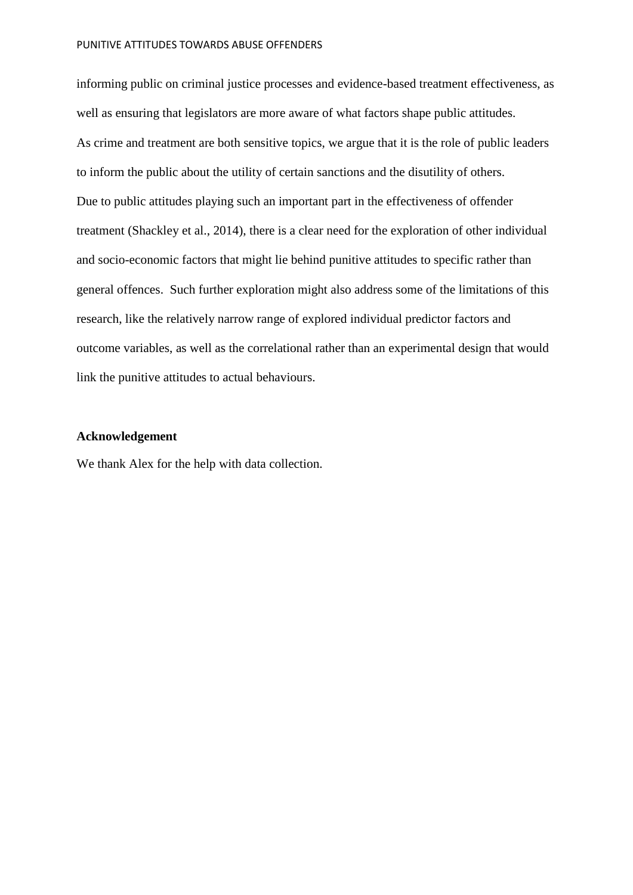informing public on criminal justice processes and evidence-based treatment effectiveness, as well as ensuring that legislators are more aware of what factors shape public attitudes.

As crime and treatment are both sensitive topics, we argue that it is the role of public leaders to inform the public about the utility of certain sanctions and the disutility of others.

Due to public attitudes playing such an important part in the effectiveness of offender treatment (Shackley et al., 2014), there is a clear need for the exploration of other individual and socio-economic factors that might lie behind punitive attitudes to specific rather than general offences. Such further exploration might also address some of the limitations of this research, like the relatively narrow range of explored individual predictor factors and outcome variables, as well as the correlational rather than an experimental design that would link the punitive attitudes to actual behaviours.

**Acknowledgement**

We thank Alex for the help with data collection.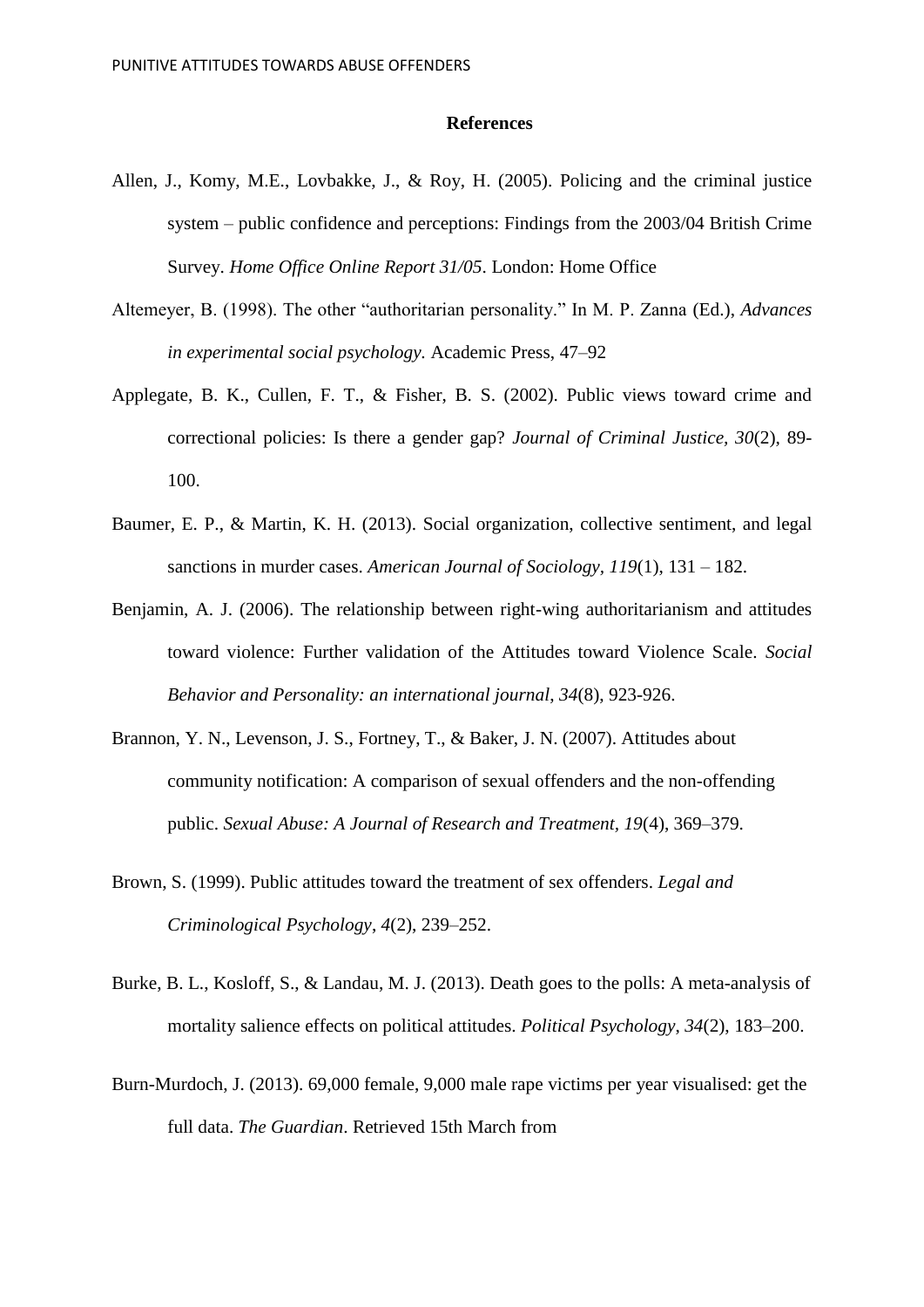# References

Allen, J., Komy, M.E., Lovbakke, J., & Roy, H. (2005). Policing and the criminal justice system – public confidence and perceptions: Findings from the 2003/04 British Crime Survey. *Home Office Online Report 31/05*. London: Home Office

Altemeyer, B. (1998). The other "authoritarian personality." In M. P. Zanna (Ed.), *Advances in experimental social psychology.* Academic Press, 47–92

Applegate, B. K., Cullen, F. T., & Fisher, B. S. (2002). Public views toward crime and correctional policies: Is there a gender gap? *Journal of Criminal Justice, 30*(2), 89-100.

Baumer, E. P., & Martin, K. H. (2013). Social organization, collective sentiment, and legal sanctions in murder cases. *American Journal of Sociology*, *119*(1), 131 – 182.

Benjamin, A. J. (2006). The relationship between right-wing authoritarianism and attitudes toward violence: Further validation of the Attitudes toward Violence Scale. *Social Behavior and Personality: an international journal*, *34*(8), 923-926.

Brannon, Y. N., Levenson, J. S., Fortney, T., & Baker, J. N. (2007). Attitudes about community notification: A comparison of sexual offenders and the non-offending public. *Sexual Abuse: A Journal of Research and Treatment, 19*(4), 369–379.

Brown, S. (1999). Public attitudes toward the treatment of sex offenders. *Legal and Criminological Psychology*, *4*(2), 239–252.

Burke, B. L., Kosloff, S., & Landau, M. J. (2013). Death goes to the polls: A meta-analysis of mortality salience effects on political attitudes. *Political Psychology*, *34*(2), 183–200.

Burn-Murdoch, J. (2013). 69,000 female, 9,000 male rape victims per year visualised: get the full data. *The Guardian*. Retrieved 15th March from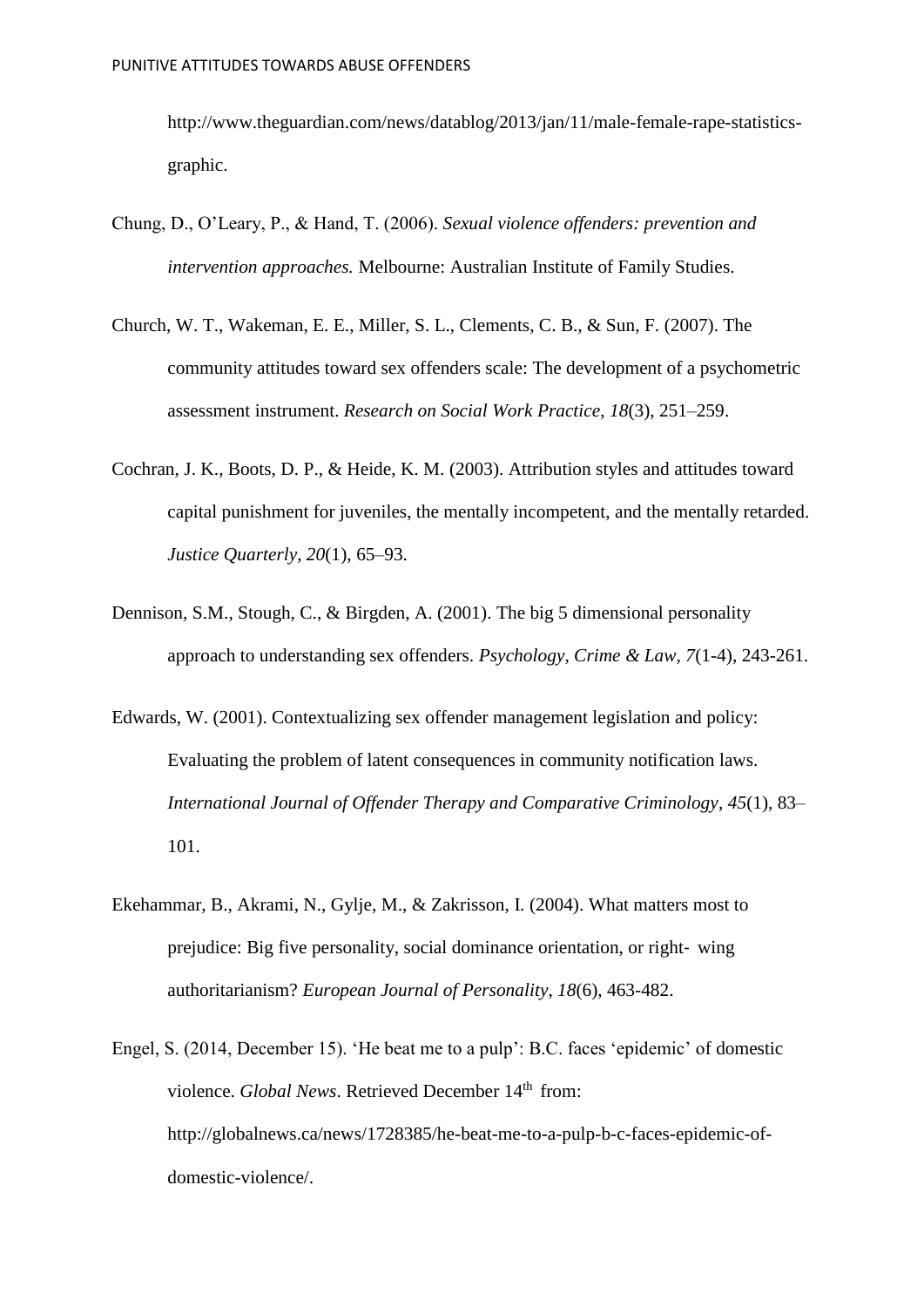http://www.theguardian.com/news/datablog/2013/jan/11/male-female-rape-statistics-graphic.

Chung, D., O'Leary, P., & Hand, T. (2006). *Sexual violence offenders: prevention and intervention approaches.* Melbourne: Australian Institute of Family Studies.

Church, W. T., Wakeman, E. E., Miller, S. L., Clements, C. B., & Sun, F. (2007). The community attitudes toward sex offenders scale: The development of a psychometric assessment instrument. *Research on Social Work Practice*, *18*(3), 251–259.

Cochran, J. K., Boots, D. P., & Heide, K. M. (2003). Attribution styles and attitudes toward capital punishment for juveniles, the mentally incompetent, and the mentally retarded. *Justice Quarterly*, *20*(1), 65–93.

Dennison, S.M., Stough, C., & Birgden, A. (2001). The big 5 dimensional personality approach to understanding sex offenders. *Psychology, Crime & Law, 7*(1-4), 243-261.

Edwards, W. (2001). Contextualizing sex offender management legislation and policy: Evaluating the problem of latent consequences in community notification laws. *International Journal of Offender Therapy and Comparative Criminology*, *45*(1), 83–101.

Ekehammar, B., Akrami, N., Gylje, M., & Zakrisson, I. (2004). What matters most to prejudice: Big five personality, social dominance orientation, or right- wing authoritarianism? *European Journal of Personality*, *18*(6), 463-482.

Engel, S. (2014, December 15). 'He beat me to a pulp': B.C. faces 'epidemic' of domestic violence. *Global News*. Retrieved December 14th from: http://globalnews.ca/news/1728385/he-beat-me-to-a-pulp-b-c-faces-epidemic-of-domestic-violence/.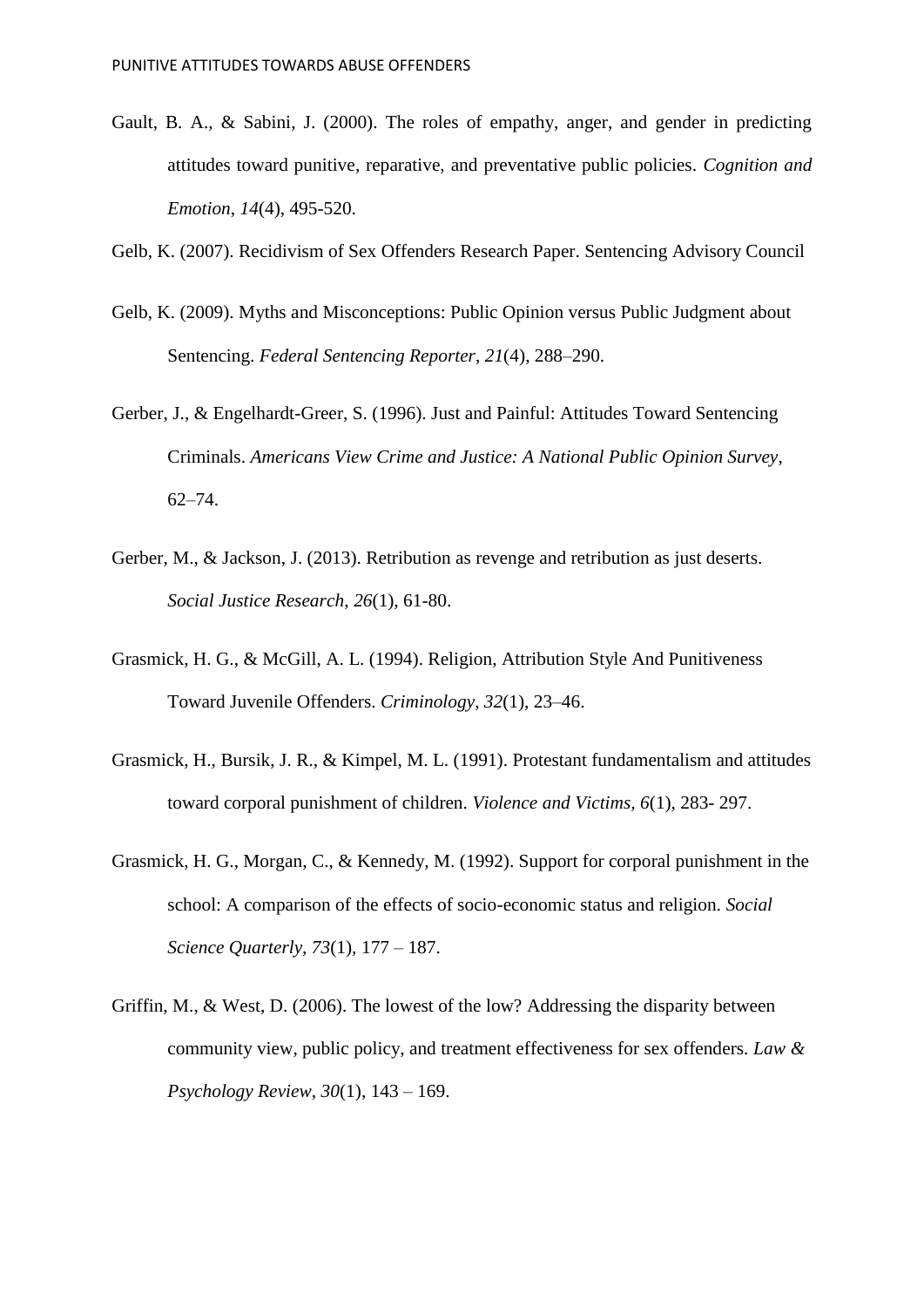Gault, B. A., & Sabini, J. (2000). The roles of empathy, anger, and gender in predicting attitudes toward punitive, reparative, and preventative public policies. *Cognition and Emotion*, *14*(4), 495-520.

Gelb, K. (2007). Recidivism of Sex Offenders Research Paper. Sentencing Advisory Council

Gelb, K. (2009). Myths and Misconceptions: Public Opinion versus Public Judgment about Sentencing. *Federal Sentencing Reporter*, *21*(4), 288–290.

Gerber, J., & Engelhardt-Greer, S. (1996). Just and Painful: Attitudes Toward Sentencing Criminals. *Americans View Crime and Justice: A National Public Opinion Survey*, 62–74.

Gerber, M., & Jackson, J. (2013). Retribution as revenge and retribution as just deserts. *Social Justice Research*, *26*(1), 61-80.

Grasmick, H. G., & McGill, A. L. (1994). Religion, Attribution Style And Punitiveness Toward Juvenile Offenders. *Criminology*, *32*(1), 23–46.

Grasmick, H., Bursik, J. R., & Kimpel, M. L. (1991). Protestant fundamentalism and attitudes toward corporal punishment of children. *Violence and Victims, 6*(1), 283- 297.

Grasmick, H. G., Morgan, C., & Kennedy, M. (1992). Support for corporal punishment in the school: A comparison of the effects of socio-economic status and religion. *Social Science Quarterly, 73*(1), 177 – 187.

Griffin, M., & West, D. (2006). The lowest of the low? Addressing the disparity between community view, public policy, and treatment effectiveness for sex offenders. *Law & Psychology Review*, *30*(1), 143 – 169.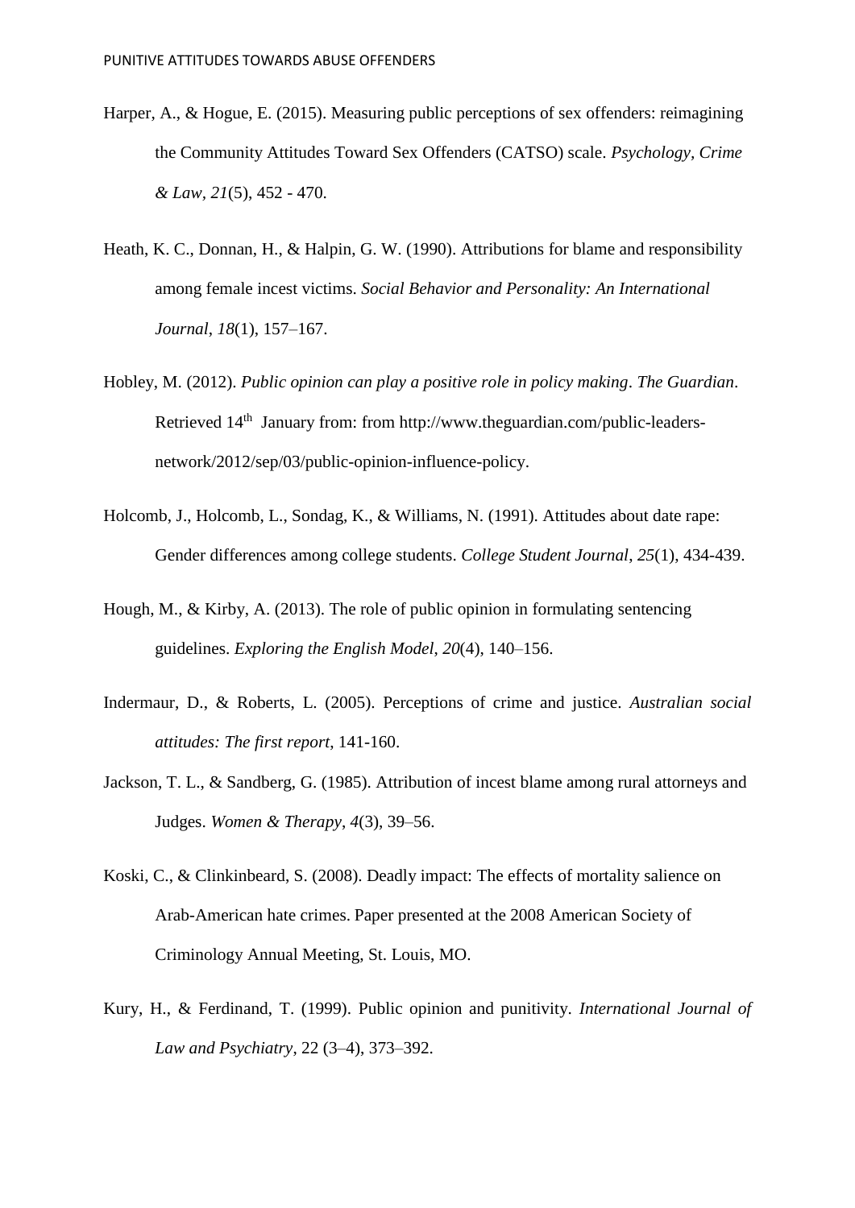Harper, A., & Hogue, E. (2015). Measuring public perceptions of sex offenders: reimagining the Community Attitudes Toward Sex Offenders (CATSO) scale. *Psychology, Crime & Law*, *21*(5), 452 - 470.

Heath, K. C., Donnan, H., & Halpin, G. W. (1990). Attributions for blame and responsibility among female incest victims. *Social Behavior and Personality: An International Journal*, *18*(1), 157–167.

Hobley, M. (2012). *Public opinion can play a positive role in policy making*. *The Guardian*. Retrieved 14th January from: from http://www.theguardian.com/public-leaders-network/2012/sep/03/public-opinion-influence-policy.

Holcomb, J., Holcomb, L., Sondag, K., & Williams, N. (1991). Attitudes about date rape: Gender differences among college students. *College Student Journal*, *25*(1), 434-439.

Hough, M., & Kirby, A. (2013). The role of public opinion in formulating sentencing guidelines. *Exploring the English Model, 20*(4), 140–156.

Indermaur, D., & Roberts, L. (2005). Perceptions of crime and justice. *Australian social attitudes: The first report*, 141-160.

Jackson, T. L., & Sandberg, G. (1985). Attribution of incest blame among rural attorneys and Judges. *Women & Therapy*, *4*(3), 39–56.

Koski, C., & Clinkinbeard, S. (2008). Deadly impact: The effects of mortality salience on Arab-American hate crimes. Paper presented at the 2008 American Society of Criminology Annual Meeting, St. Louis, MO.

Kury, H., & Ferdinand, T. (1999). Public opinion and punitivity. *International Journal of Law and Psychiatry*, 22 (3–4), 373–392.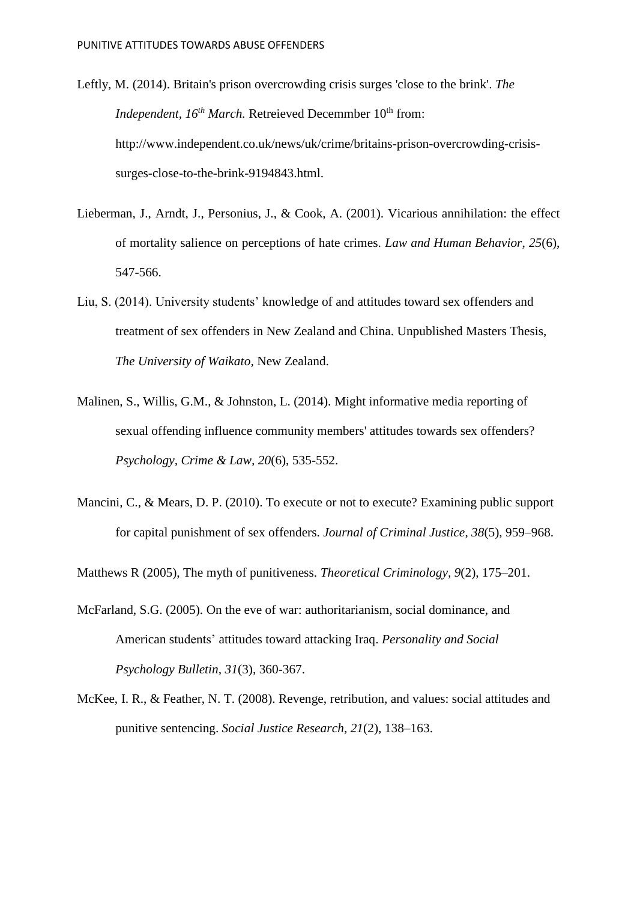Leftly, M. (2014). Britain's prison overcrowding crisis surges 'close to the brink'. *The Independent, 16th March.* Retreieved Decemmber 10th from: http://www.independent.co.uk/news/uk/crime/britains-prison-overcrowding-crisis-surges-close-to-the-brink-9194843.html.

Lieberman, J., Arndt, J., Personius, J., & Cook, A. (2001). Vicarious annihilation: the effect of mortality salience on perceptions of hate crimes. *Law and Human Behavior*, *25*(6), 547-566.

Liu, S. (2014). University students' knowledge of and attitudes toward sex offenders and treatment of sex offenders in New Zealand and China. Unpublished Masters Thesis, *The University of Waikato,* New Zealand.

Malinen, S., Willis, G.M., & Johnston, L. (2014). Might informative media reporting of sexual offending influence community members' attitudes towards sex offenders? *Psychology, Crime & Law, 20*(6), 535-552.

Mancini, C., & Mears, D. P. (2010). To execute or not to execute? Examining public support for capital punishment of sex offenders. *Journal of Criminal Justice*, *38*(5), 959–968.

Matthews R (2005), The myth of punitiveness. *Theoretical Criminology, 9*(2), 175–201.

McFarland, S.G. (2005). On the eve of war: authoritarianism, social dominance, and American students' attitudes toward attacking Iraq. *Personality and Social Psychology Bulletin, 31*(3), 360-367.

McKee, I. R., & Feather, N. T. (2008). Revenge, retribution, and values: social attitudes and punitive sentencing. *Social Justice Research, 21*(2), 138–163.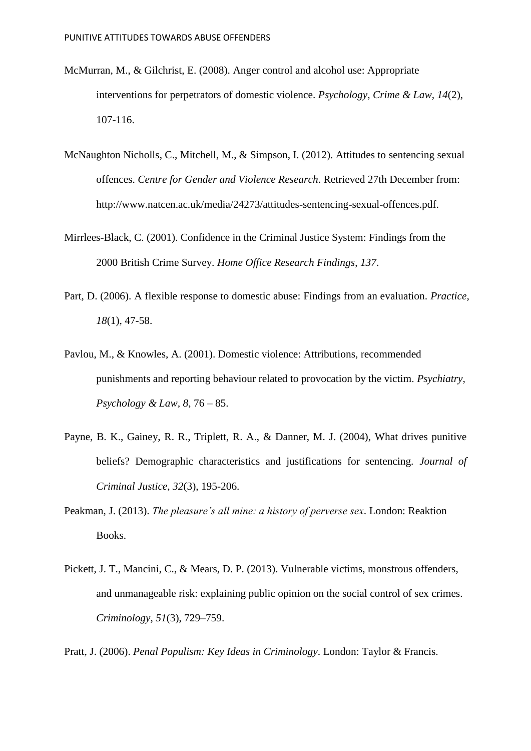McMurran, M., & Gilchrist, E. (2008). Anger control and alcohol use: Appropriate interventions for perpetrators of domestic violence. *Psychology, Crime & Law, 14*(2), 107-116.

McNaughton Nicholls, C., Mitchell, M., & Simpson, I. (2012). Attitudes to sentencing sexual offences. *Centre for Gender and Violence Research*. Retrieved 27th December from: http://www.natcen.ac.uk/media/24273/attitudes-sentencing-sexual-offences.pdf.

Mirrlees-Black, C. (2001). Confidence in the Criminal Justice System: Findings from the 2000 British Crime Survey. *Home Office Research Findings*, *137*.

Part, D. (2006). A flexible response to domestic abuse: Findings from an evaluation. *Practice, 18*(1), 47-58.

Pavlou, M., & Knowles, A. (2001). Domestic violence: Attributions, recommended punishments and reporting behaviour related to provocation by the victim. *Psychiatry, Psychology & Law, 8*, 76 – 85.

Payne, B. K., Gainey, R. R., Triplett, R. A., & Danner, M. J. (2004), What drives punitive beliefs? Demographic characteristics and justifications for sentencing. *Journal of Criminal Justice*, *32*(3), 195-206.

Peakman, J. (2013). *The pleasure's all mine: a history of perverse sex*. London: Reaktion Books.

Pickett, J. T., Mancini, C., & Mears, D. P. (2013). Vulnerable victims, monstrous offenders, and unmanageable risk: explaining public opinion on the social control of sex crimes. *Criminology*, *51*(3), 729–759.

Pratt, J. (2006). *Penal Populism: Key Ideas in Criminology*. London: Taylor & Francis.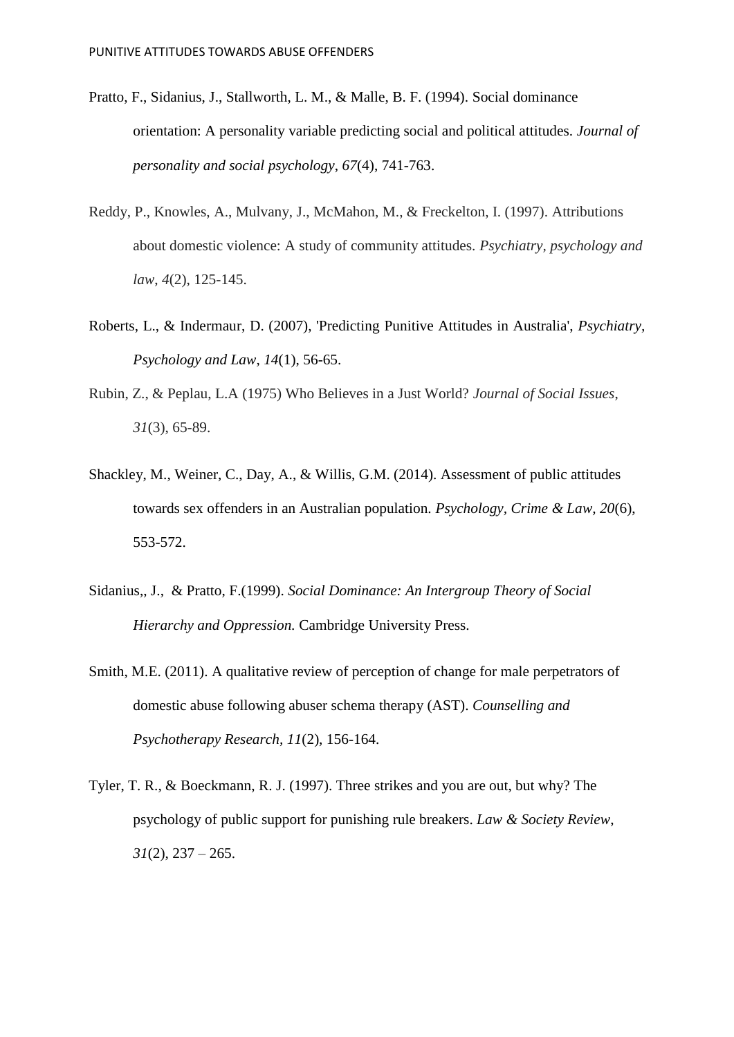Pratto, F., Sidanius, J., Stallworth, L. M., & Malle, B. F. (1994). Social dominance orientation: A personality variable predicting social and political attitudes. *Journal of personality and social psychology*, *67*(4), 741-763.

Reddy, P., Knowles, A., Mulvany, J., McMahon, M., & Freckelton, I. (1997). Attributions about domestic violence: A study of community attitudes. *Psychiatry, psychology and law*, *4*(2), 125-145.

Roberts, L., & Indermaur, D. (2007), 'Predicting Punitive Attitudes in Australia', *Psychiatry, Psychology and Law*, *14*(1), 56-65.

Rubin, Z., & Peplau, L.A (1975) Who Believes in a Just World? *Journal of Social Issues*, *31*(3), 65-89.

Shackley, M., Weiner, C., Day, A., & Willis, G.M. (2014). Assessment of public attitudes towards sex offenders in an Australian population. *Psychology, Crime & Law, 20*(6), 553-572.

Sidanius,, J., & Pratto, F.(1999). *Social Dominance: An Intergroup Theory of Social Hierarchy and Oppression.* Cambridge University Press.

Smith, M.E. (2011). A qualitative review of perception of change for male perpetrators of domestic abuse following abuser schema therapy (AST). *Counselling and Psychotherapy Research, 11*(2), 156-164.

Tyler, T. R., & Boeckmann, R. J. (1997). Three strikes and you are out, but why? The psychology of public support for punishing rule breakers. *Law & Society Review*, *31*(2), 237 – 265.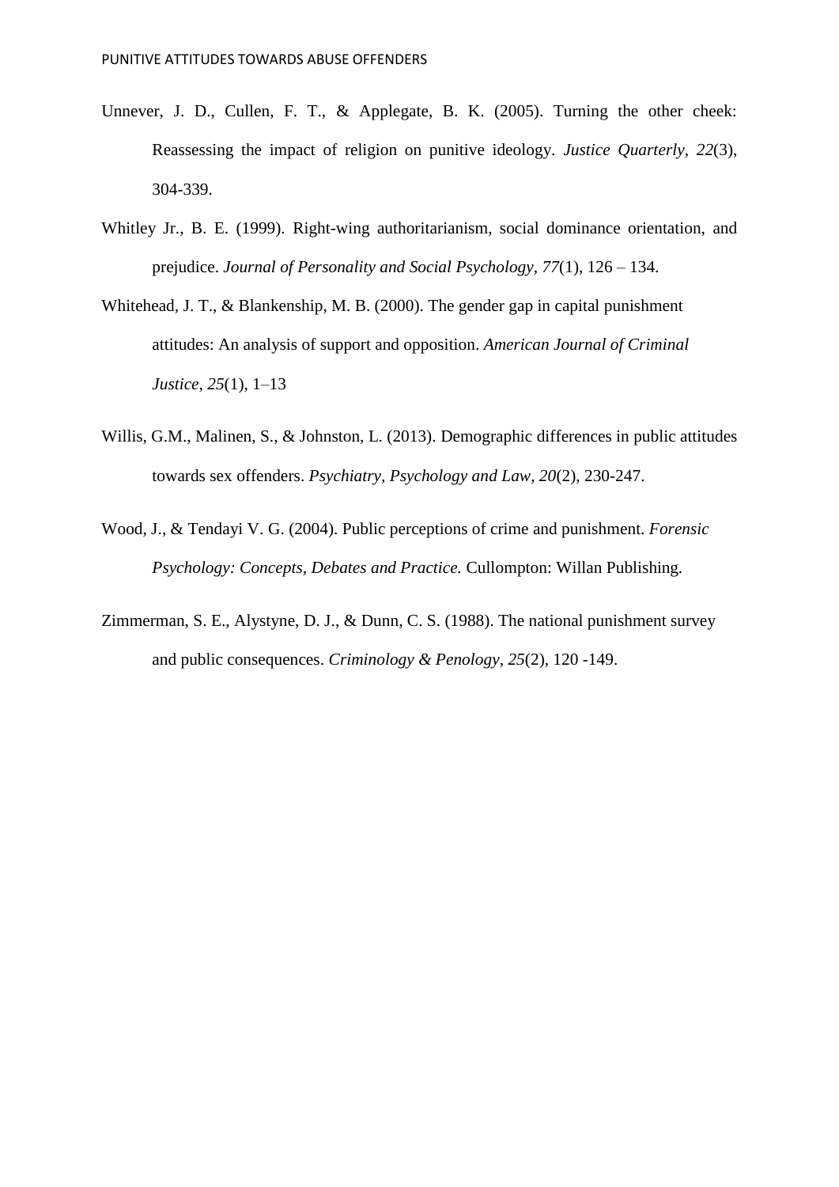Unnever, J. D., Cullen, F. T., & Applegate, B. K. (2005). Turning the other cheek: Reassessing the impact of religion on punitive ideology. *Justice Quarterly*, *22*(3), 304-339.

Whitley Jr., B. E. (1999). Right-wing authoritarianism, social dominance orientation, and prejudice. *Journal of Personality and Social Psychology*, *77*(1), 126 – 134.

Whitehead, J. T., & Blankenship, M. B. (2000). The gender gap in capital punishment attitudes: An analysis of support and opposition. *American Journal of Criminal Justice*, *25*(1), 1–13

Willis, G.M., Malinen, S., & Johnston, L. (2013). Demographic differences in public attitudes towards sex offenders. *Psychiatry, Psychology and Law, 20*(2), 230-247.

Wood, J., & Tendayi V. G. (2004). Public perceptions of crime and punishment. *Forensic Psychology: Concepts, Debates and Practice.* Cullompton: Willan Publishing.

Zimmerman, S. E., Alystyne, D. J., & Dunn, C. S. (1988). The national punishment survey and public consequences. *Criminology & Penology*, *25*(2), 120 -149.